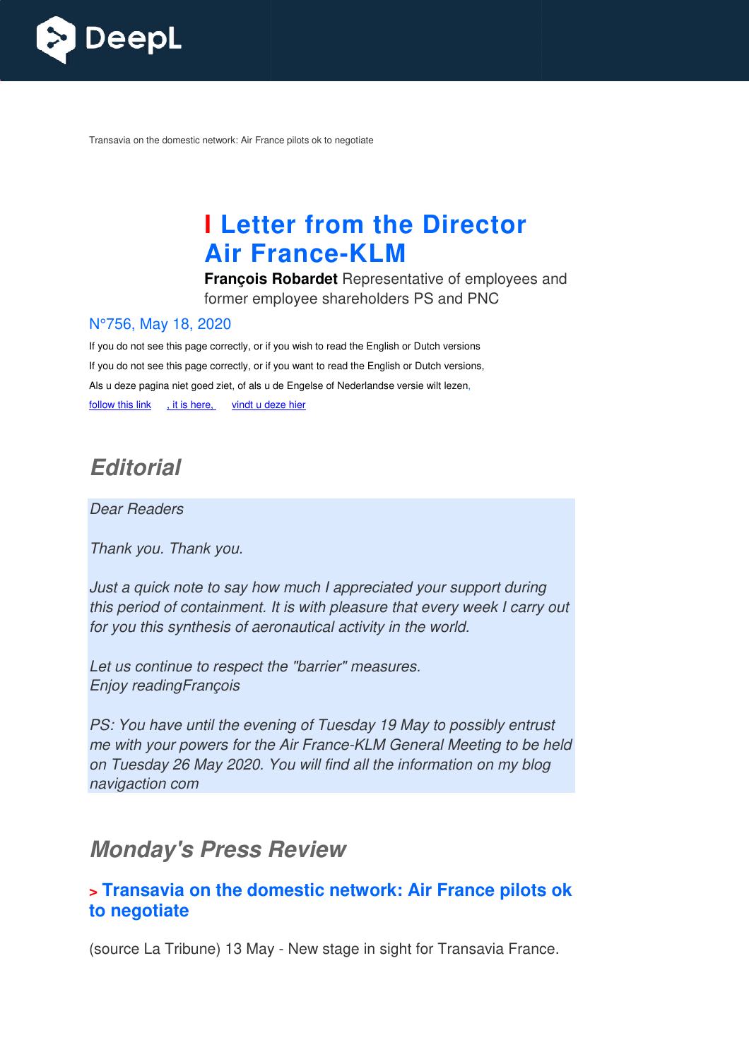Transavia on the domestic network: Air France pilots ok to negotiate

# I Letter from the Director Air France-KLM

**François Robardet** Representative of employees and former employee shareholders PS and PNC

N°756, May 18, 2020

If you do not see this page correctly, or if you wish to read the English or Dutch versions

If you do not see this page correctly, or if you want to read the English or Dutch versions,

Als u deze pagina niet goed ziet, of als u de Engelse of Nederlandse versie wilt lezen,

follow this link , it is here, vindt u deze hier

## *Editorial*

*Dear Readers*

*Thank you. Thank you.*

*Just a quick note to say how much I appreciated your support during this period of containment. It is with pleasure that every week I carry out for you this synthesis of aeronautical activity in the world.*

*Let us continue to respect the "barrier" measures.*
*Enjoy readingFrançois*

*PS: You have until the evening of Tuesday 19 May to possibly entrust me with your powers for the Air France-KLM General Meeting to be held on Tuesday 26 May 2020. You will find all the information on my blog navigaction com*

## *Monday's Press Review*

### > Transavia on the domestic network: Air France pilots ok to negotiate

(source La Tribune) 13 May - New stage in sight for Transavia France.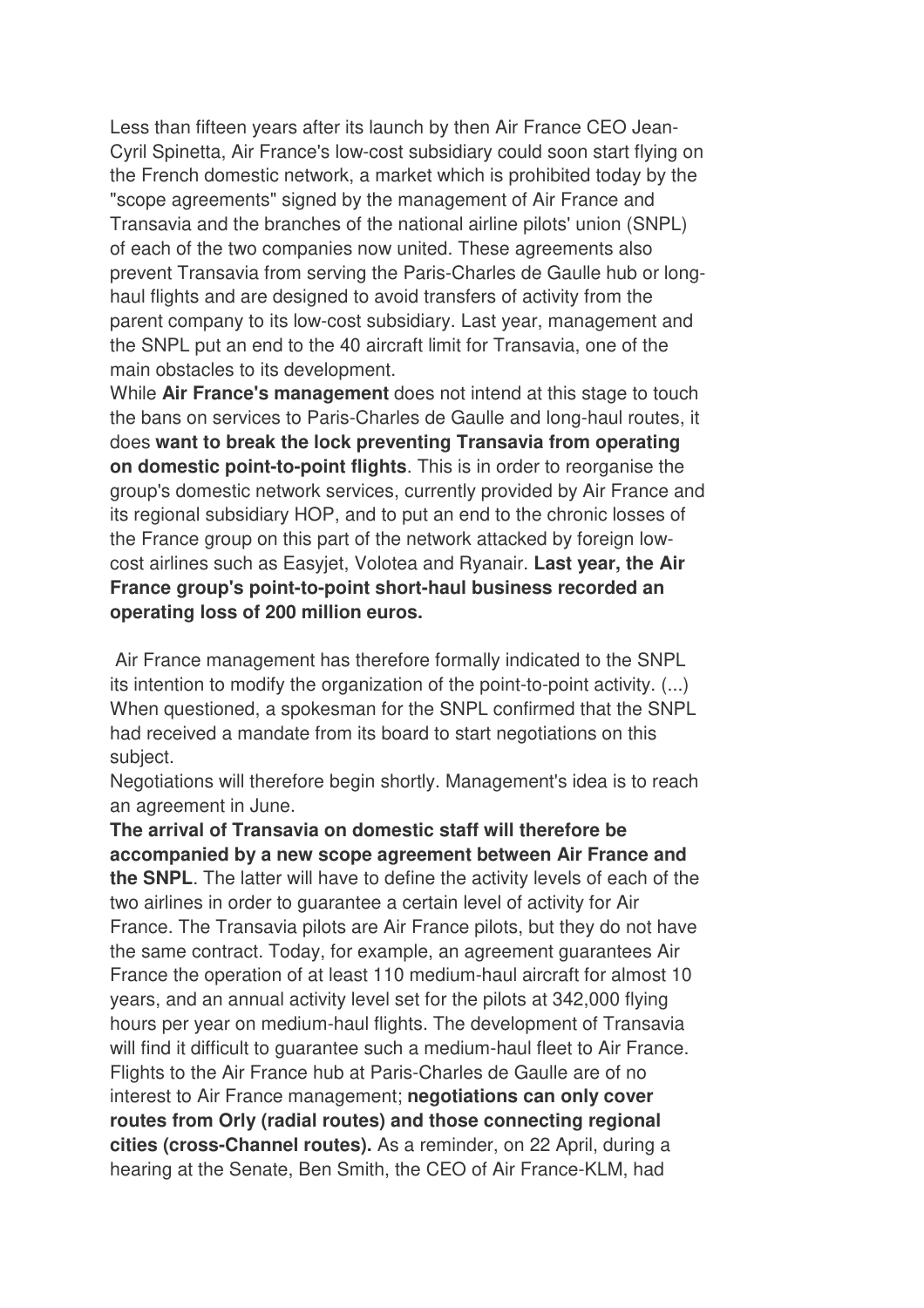Less than fifteen years after its launch by then Air France CEO Jean-Cyril Spinetta, Air France's low-cost subsidiary could soon start flying on the French domestic network, a market which is prohibited today by the "scope agreements" signed by the management of Air France and Transavia and the branches of the national airline pilots' union (SNPL) of each of the two companies now united. These agreements also prevent Transavia from serving the Paris-Charles de Gaulle hub or long-haul flights and are designed to avoid transfers of activity from the parent company to its low-cost subsidiary. Last year, management and the SNPL put an end to the 40 aircraft limit for Transavia, one of the main obstacles to its development.

While **Air France's management** does not intend at this stage to touch the bans on services to Paris-Charles de Gaulle and long-haul routes, it does **want to break the lock preventing Transavia from operating on domestic point-to-point flights**. This is in order to reorganise the group's domestic network services, currently provided by Air France and its regional subsidiary HOP, and to put an end to the chronic losses of the France group on this part of the network attacked by foreign low-cost airlines such as Easyjet, Volotea and Ryanair. **Last year, the Air France group's point-to-point short-haul business recorded an operating loss of 200 million euros.**

Air France management has therefore formally indicated to the SNPL its intention to modify the organization of the point-to-point activity. (...) When questioned, a spokesman for the SNPL confirmed that the SNPL had received a mandate from its board to start negotiations on this subject.

Negotiations will therefore begin shortly. Management's idea is to reach an agreement in June.

**The arrival of Transavia on domestic staff will therefore be accompanied by a new scope agreement between Air France and the SNPL**. The latter will have to define the activity levels of each of the two airlines in order to guarantee a certain level of activity for Air France. The Transavia pilots are Air France pilots, but they do not have the same contract. Today, for example, an agreement guarantees Air France the operation of at least 110 medium-haul aircraft for almost 10 years, and an annual activity level set for the pilots at 342,000 flying hours per year on medium-haul flights. The development of Transavia will find it difficult to guarantee such a medium-haul fleet to Air France. Flights to the Air France hub at Paris-Charles de Gaulle are of no interest to Air France management; **negotiations can only cover routes from Orly (radial routes) and those connecting regional cities (cross-Channel routes).** As a reminder, on 22 April, during a hearing at the Senate, Ben Smith, the CEO of Air France-KLM, had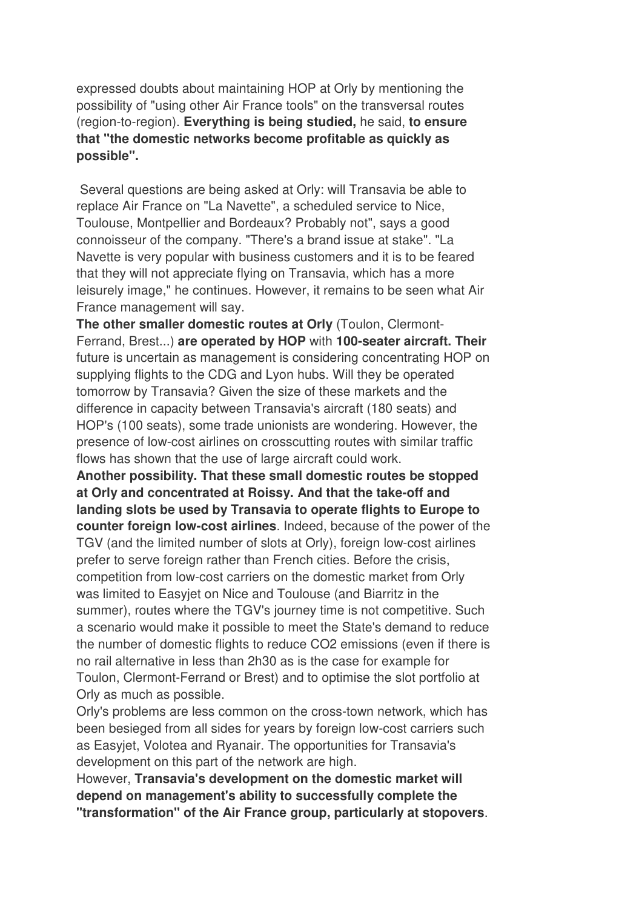expressed doubts about maintaining HOP at Orly by mentioning the possibility of "using other Air France tools" on the transversal routes (region-to-region). **Everything is being studied,** he said, **to ensure that "the domestic networks become profitable as quickly as possible".**

Several questions are being asked at Orly: will Transavia be able to replace Air France on "La Navette", a scheduled service to Nice, Toulouse, Montpellier and Bordeaux? Probably not", says a good connoisseur of the company. "There's a brand issue at stake". "La Navette is very popular with business customers and it is to be feared that they will not appreciate flying on Transavia, which has a more leisurely image," he continues. However, it remains to be seen what Air France management will say.

**The other smaller domestic routes at Orly** (Toulon, Clermont-Ferrand, Brest...) **are operated by HOP** with **100-seater aircraft. Their** future is uncertain as management is considering concentrating HOP on supplying flights to the CDG and Lyon hubs. Will they be operated tomorrow by Transavia? Given the size of these markets and the difference in capacity between Transavia's aircraft (180 seats) and HOP's (100 seats), some trade unionists are wondering. However, the presence of low-cost airlines on crosscutting routes with similar traffic flows has shown that the use of large aircraft could work.

**Another possibility. That these small domestic routes be stopped at Orly and concentrated at Roissy. And that the take-off and landing slots be used by Transavia to operate flights to Europe to counter foreign low-cost airlines**. Indeed, because of the power of the TGV (and the limited number of slots at Orly), foreign low-cost airlines prefer to serve foreign rather than French cities. Before the crisis, competition from low-cost carriers on the domestic market from Orly was limited to Easyjet on Nice and Toulouse (and Biarritz in the summer), routes where the TGV's journey time is not competitive. Such a scenario would make it possible to meet the State's demand to reduce the number of domestic flights to reduce $CO_2$ emissions (even if there is no rail alternative in less than 2h30 as is the case for example for Toulon, Clermont-Ferrand or Brest) and to optimise the slot portfolio at Orly as much as possible.

Orly's problems are less common on the cross-town network, which has been besieged from all sides for years by foreign low-cost carriers such as Easyjet, Volotea and Ryanair. The opportunities for Transavia's development on this part of the network are high.

However, **Transavia's development on the domestic market will depend on management's ability to successfully complete the "transformation" of the Air France group, particularly at stopovers**.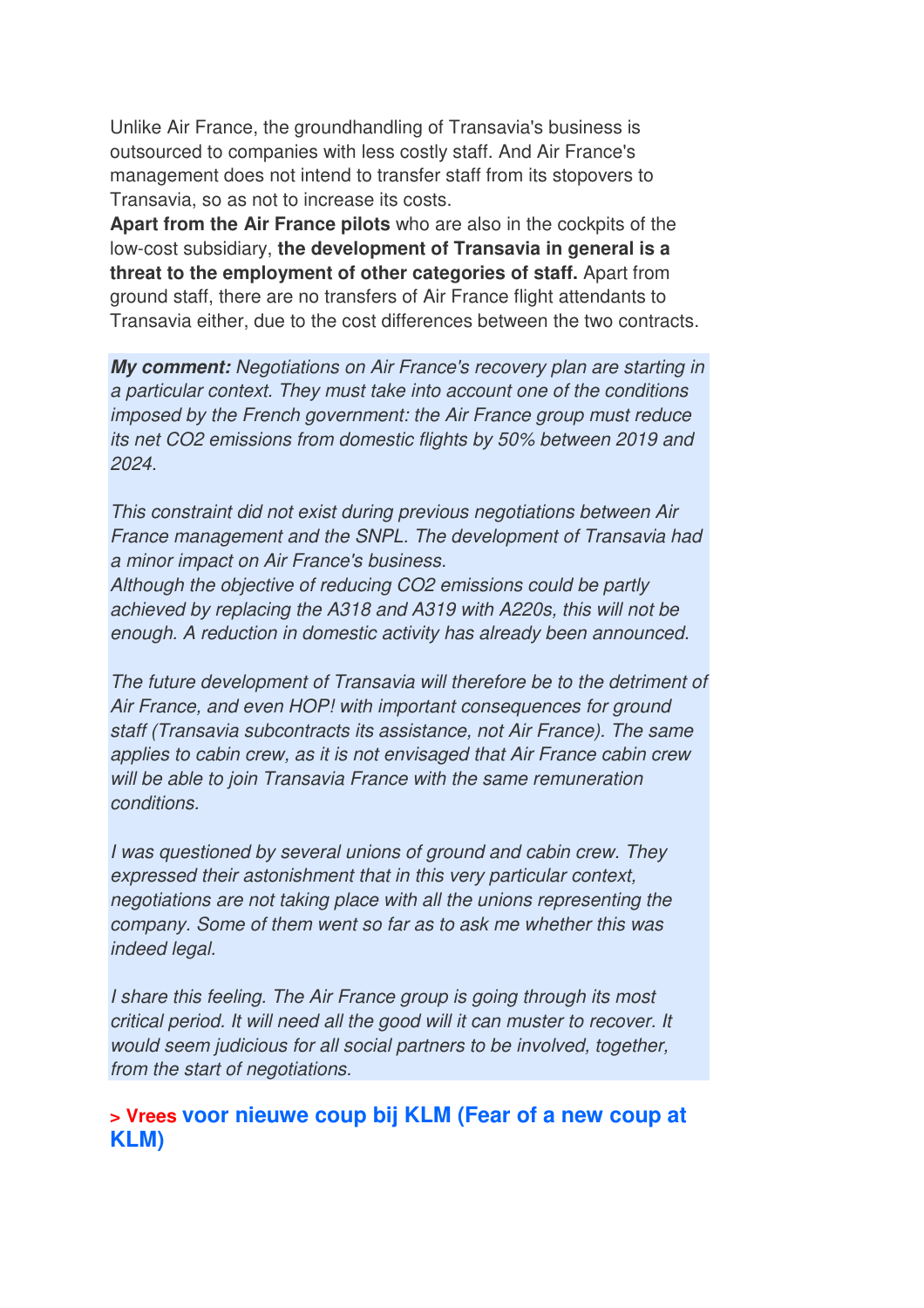Unlike Air France, the groundhandling of Transavia's business is outsourced to companies with less costly staff. And Air France's management does not intend to transfer staff from its stopovers to Transavia, so as not to increase its costs.

**Apart from the Air France pilots** who are also in the cockpits of the low-cost subsidiary, **the development of Transavia in general is a threat to the employment of other categories of staff.** Apart from ground staff, there are no transfers of Air France flight attendants to Transavia either, due to the cost differences between the two contracts.

***My comment:*** *Negotiations on Air France's recovery plan are starting in a particular context. They must take into account one of the conditions imposed by the French government: the Air France group must reduce its net $CO_2$ emissions from domestic flights by 50% between 2019 and 2024.*

*This constraint did not exist during previous negotiations between Air France management and the SNPL. The development of Transavia had a minor impact on Air France's business.*

*Although the objective of reducing $CO_2$ emissions could be partly achieved by replacing the A318 and A319 with A220s, this will not be enough. A reduction in domestic activity has already been announced.*

*The future development of Transavia will therefore be to the detriment of Air France, and even HOP! with important consequences for ground staff (Transavia subcontracts its assistance, not Air France). The same applies to cabin crew, as it is not envisaged that Air France cabin crew will be able to join Transavia France with the same remuneration conditions.*

*I was questioned by several unions of ground and cabin crew. They expressed their astonishment that in this very particular context, negotiations are not taking place with all the unions representing the company. Some of them went so far as to ask me whether this was indeed legal.*

*I share this feeling. The Air France group is going through its most critical period. It will need all the good will it can muster to recover. It would seem judicious for all social partners to be involved, together, from the start of negotiations.*

## > Vrees voor nieuwe coup bij KLM (Fear of a new coup at KLM)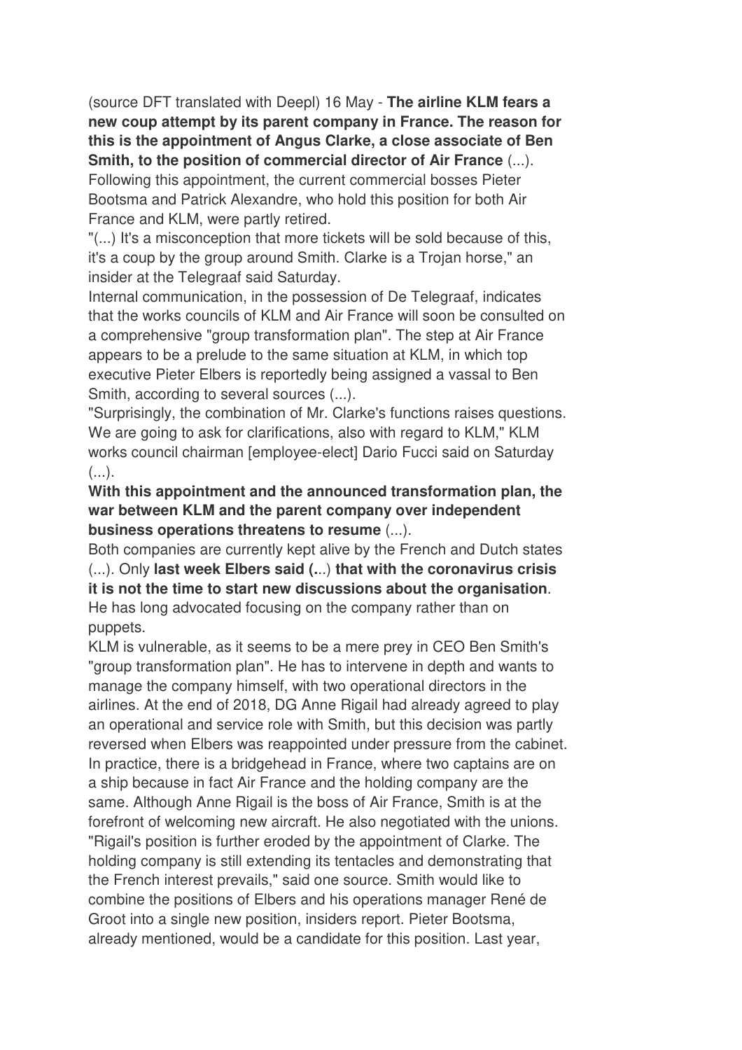(source DFT translated with Deepl) 16 May - **The airline KLM fears a new coup attempt by its parent company in France. The reason for this is the appointment of Angus Clarke, a close associate of Ben Smith, to the position of commercial director of Air France** (...). Following this appointment, the current commercial bosses Pieter Bootsma and Patrick Alexandre, who hold this position for both Air France and KLM, were partly retired.

"(...) It's a misconception that more tickets will be sold because of this, it's a coup by the group around Smith. Clarke is a Trojan horse," an insider at the Telegraaf said Saturday.

Internal communication, in the possession of De Telegraaf, indicates that the works councils of KLM and Air France will soon be consulted on a comprehensive "group transformation plan". The step at Air France appears to be a prelude to the same situation at KLM, in which top executive Pieter Elbers is reportedly being assigned a vassal to Ben Smith, according to several sources (...).

"Surprisingly, the combination of Mr. Clarke's functions raises questions. We are going to ask for clarifications, also with regard to KLM," KLM works council chairman [employee-elect] Dario Fucci said on Saturday (...).

**With this appointment and the announced transformation plan, the war between KLM and the parent company over independent business operations threatens to resume** (...).

Both companies are currently kept alive by the French and Dutch states (...). Only **last week Elbers said (...) that with the coronavirus crisis it is not the time to start new discussions about the organisation**. He has long advocated focusing on the company rather than on puppets.

KLM is vulnerable, as it seems to be a mere prey in CEO Ben Smith's "group transformation plan". He has to intervene in depth and wants to manage the company himself, with two operational directors in the airlines. At the end of 2018, DG Anne Rigail had already agreed to play an operational and service role with Smith, but this decision was partly reversed when Elbers was reappointed under pressure from the cabinet. In practice, there is a bridgehead in France, where two captains are on a ship because in fact Air France and the holding company are the same. Although Anne Rigail is the boss of Air France, Smith is at the forefront of welcoming new aircraft. He also negotiated with the unions. "Rigail's position is further eroded by the appointment of Clarke. The holding company is still extending its tentacles and demonstrating that the French interest prevails," said one source. Smith would like to combine the positions of Elbers and his operations manager René de Groot into a single new position, insiders report. Pieter Bootsma, already mentioned, would be a candidate for this position. Last year,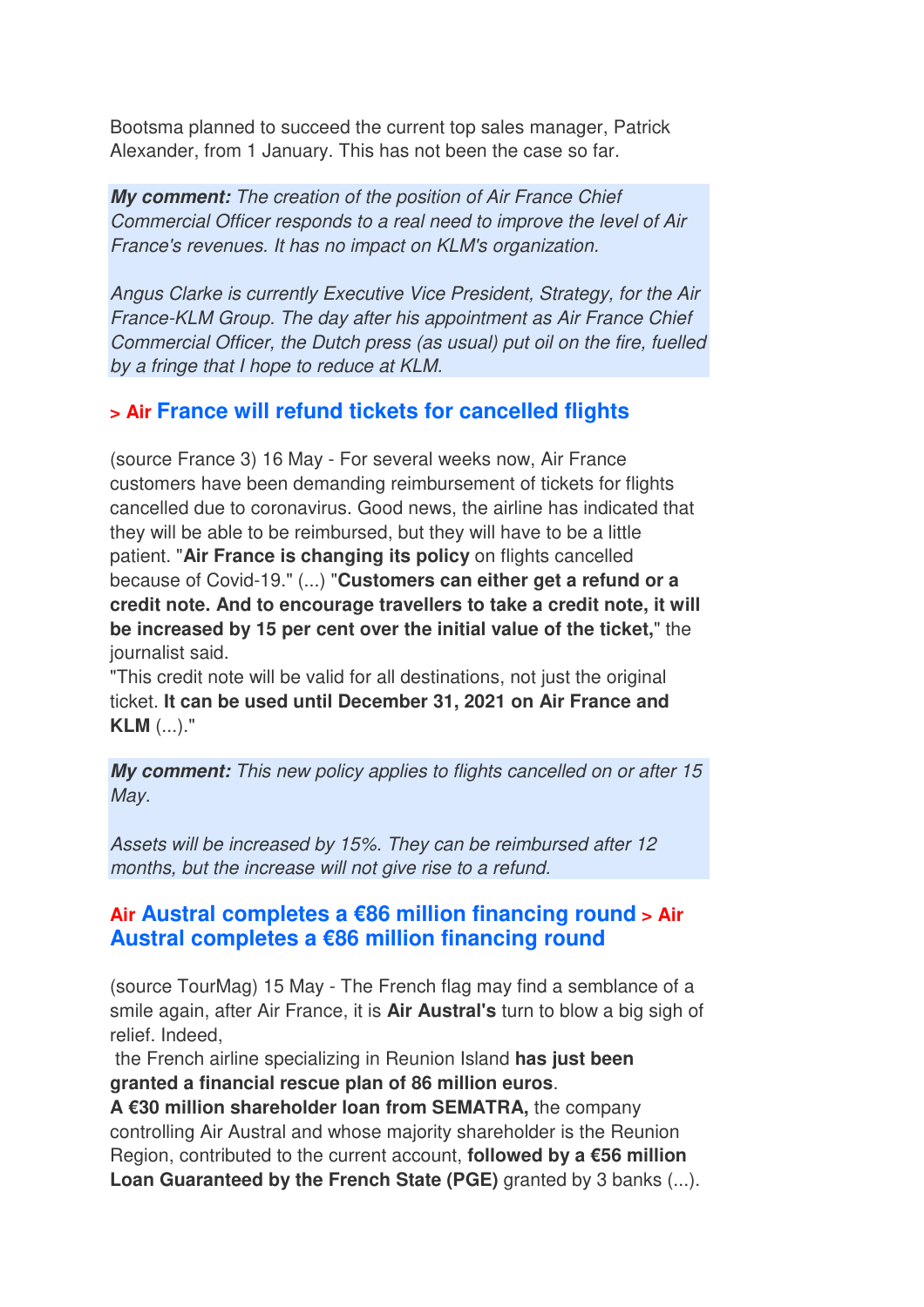Bootsma planned to succeed the current top sales manager, Patrick Alexander, from 1 January. This has not been the case so far.

***My comment:*** *The creation of the position of Air France Chief Commercial Officer responds to a real need to improve the level of Air France's revenues. It has no impact on KLM's organization.*

*Angus Clarke is currently Executive Vice President, Strategy, for the Air France-KLM Group. The day after his appointment as Air France Chief Commercial Officer, the Dutch press (as usual) put oil on the fire, fuelled by a fringe that I hope to reduce at KLM.*

### > Air France will refund tickets for cancelled flights

(source France 3) 16 May - For several weeks now, Air France customers have been demanding reimbursement of tickets for flights cancelled due to coronavirus. Good news, the airline has indicated that they will be able to be reimbursed, but they will have to be a little patient. "**Air France is changing its policy** on flights cancelled because of Covid-19." (...) "**Customers can either get a refund or a credit note. And to encourage travellers to take a credit note, it will be increased by 15 per cent over the initial value of the ticket,**" the journalist said.
"This credit note will be valid for all destinations, not just the original ticket. **It can be used until December 31, 2021 on Air France and KLM** (...)."

***My comment:*** *This new policy applies to flights cancelled on or after 15 May.*

*Assets will be increased by 15%. They can be reimbursed after 12 months, but the increase will not give rise to a refund.*

### Air Austral completes a €86 million financing round > Air Austral completes a €86 million financing round

(source TourMag) 15 May - The French flag may find a semblance of a smile again, after Air France, it is **Air Austral's** turn to blow a big sigh of relief. Indeed,
the French airline specializing in Reunion Island **has just been granted a financial rescue plan of 86 million euros**.
**A €30 million shareholder loan from SEMATRA,** the company controlling Air Austral and whose majority shareholder is the Reunion Region, contributed to the current account, **followed by a €56 million Loan Guaranteed by the French State (PGE)** granted by 3 banks (...).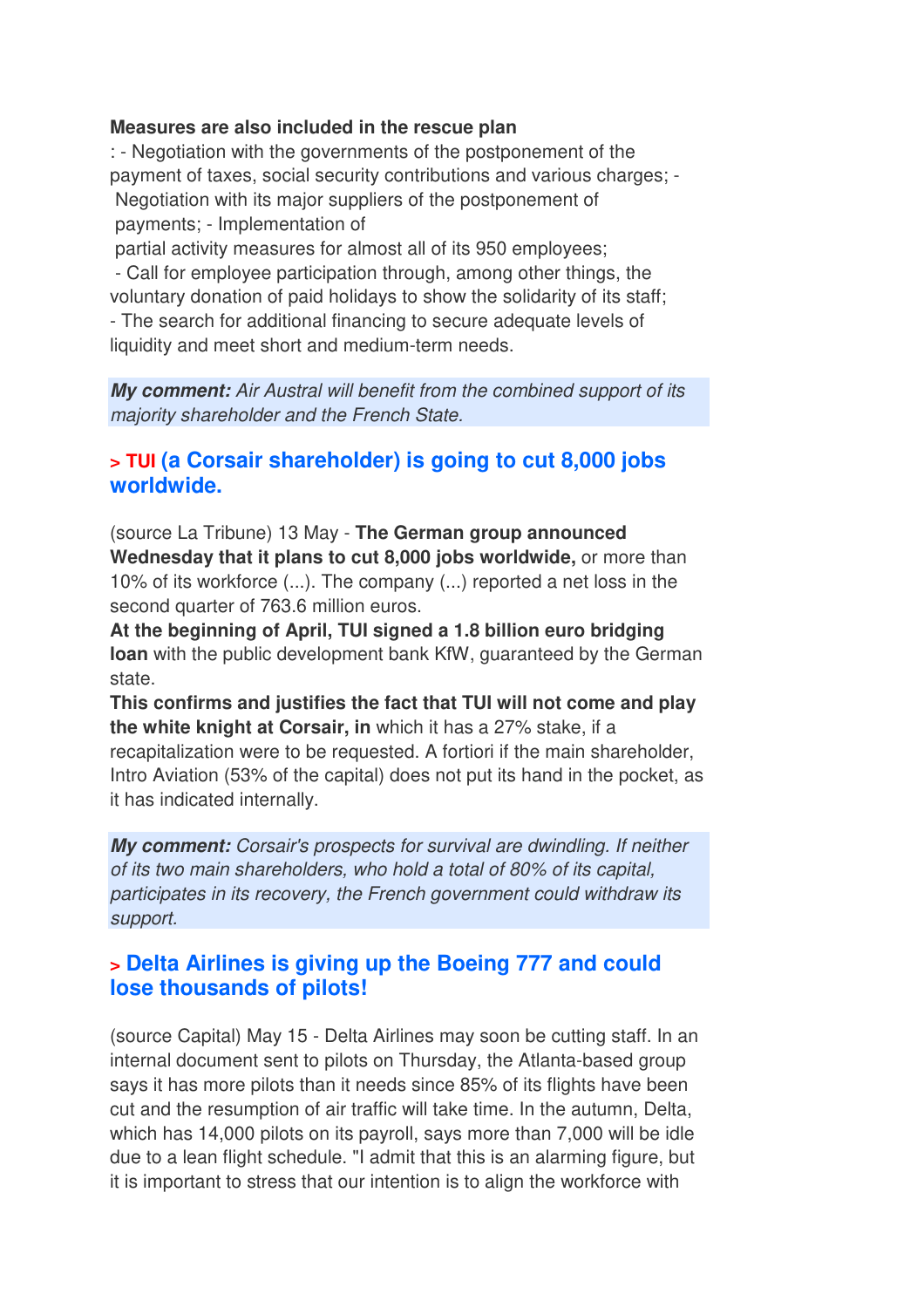**Measures are also included in the rescue plan**

: - Negotiation with the governments of the postponement of the payment of taxes, social security contributions and various charges; - Negotiation with its major suppliers of the postponement of payments; - Implementation of partial activity measures for almost all of its 950 employees;
- Call for employee participation through, among other things, the voluntary donation of paid holidays to show the solidarity of its staff;
- The search for additional financing to secure adequate levels of liquidity and meet short and medium-term needs.

***My comment:*** *Air Austral will benefit from the combined support of its majority shareholder and the French State.*

### > TUI (a Corsair shareholder) is going to cut 8,000 jobs worldwide.

(source La Tribune) 13 May - **The German group announced Wednesday that it plans to cut 8,000 jobs worldwide,** or more than 10% of its workforce (...). The company (...) reported a net loss in the second quarter of 763.6 million euros.
**At the beginning of April, TUI signed a 1.8 billion euro bridging loan** with the public development bank KfW, guaranteed by the German state.
**This confirms and justifies the fact that TUI will not come and play the white knight at Corsair, in** which it has a 27% stake, if a recapitalization were to be requested. A fortiori if the main shareholder, Intro Aviation (53% of the capital) does not put its hand in the pocket, as it has indicated internally.

***My comment:*** *Corsair's prospects for survival are dwindling. If neither of its two main shareholders, who hold a total of 80% of its capital, participates in its recovery, the French government could withdraw its support.*

### > Delta Airlines is giving up the Boeing 777 and could lose thousands of pilots!

(source Capital) May 15 - Delta Airlines may soon be cutting staff. In an internal document sent to pilots on Thursday, the Atlanta-based group says it has more pilots than it needs since 85% of its flights have been cut and the resumption of air traffic will take time. In the autumn, Delta, which has 14,000 pilots on its payroll, says more than 7,000 will be idle due to a lean flight schedule. "I admit that this is an alarming figure, but it is important to stress that our intention is to align the workforce with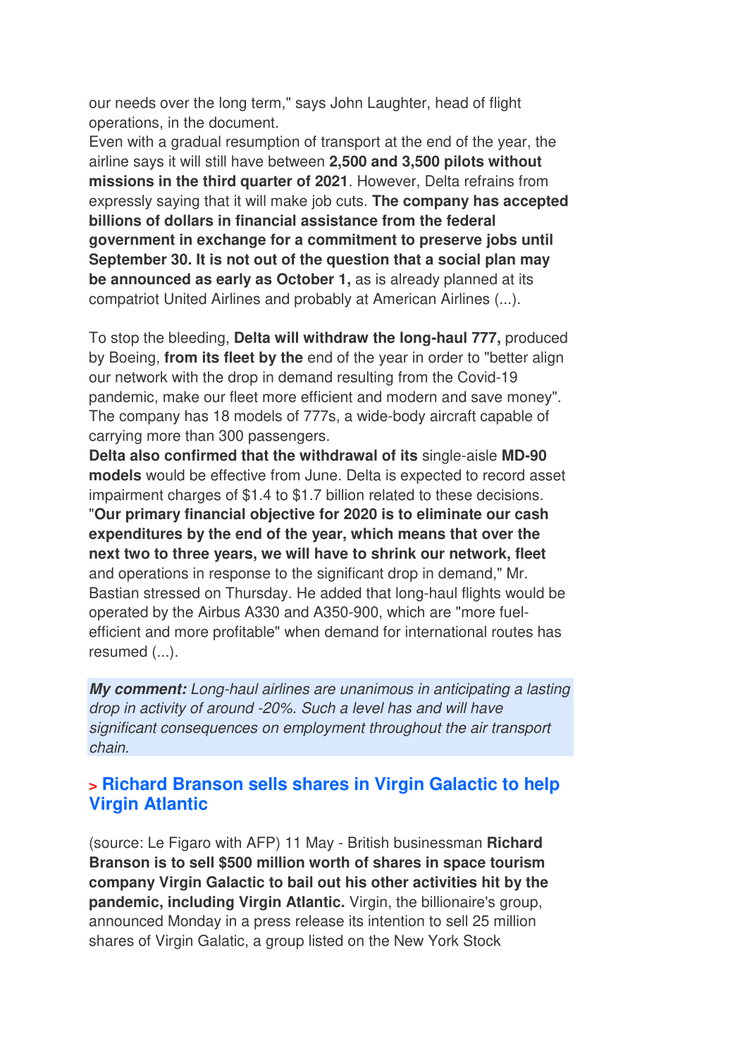our needs over the long term," says John Laughter, head of flight operations, in the document.
Even with a gradual resumption of transport at the end of the year, the airline says it will still have between **2,500 and 3,500 pilots without missions in the third quarter of 2021**. However, Delta refrains from expressly saying that it will make job cuts. **The company has accepted billions of dollars in financial assistance from the federal government in exchange for a commitment to preserve jobs until September 30. It is not out of the question that a social plan may be announced as early as October 1,** as is already planned at its compatriot United Airlines and probably at American Airlines (...).

To stop the bleeding, **Delta will withdraw the long-haul 777,** produced by Boeing, **from its fleet by the** end of the year in order to "better align our network with the drop in demand resulting from the Covid-19 pandemic, make our fleet more efficient and modern and save money". The company has 18 models of 777s, a wide-body aircraft capable of carrying more than 300 passengers.
**Delta also confirmed that the withdrawal of its** single-aisle **MD-90 models** would be effective from June. Delta is expected to record asset impairment charges of $1.4 to $1.7 billion related to these decisions.
"**Our primary financial objective for 2020 is to eliminate our cash expenditures by the end of the year, which means that over the next two to three years, we will have to shrink our network, fleet** and operations in response to the significant drop in demand," Mr. Bastian stressed on Thursday. He added that long-haul flights would be operated by the Airbus A330 and A350-900, which are "more fuel-efficient and more profitable" when demand for international routes has resumed (...).

***My comment:*** *Long-haul airlines are unanimous in anticipating a lasting drop in activity of around -20%. Such a level has and will have significant consequences on employment throughout the air transport chain.*

## > Richard Branson sells shares in Virgin Galactic to help Virgin Atlantic

(source: Le Figaro with AFP) 11 May - British businessman **Richard Branson is to sell $500 million worth of shares in space tourism company Virgin Galactic to bail out his other activities hit by the pandemic, including Virgin Atlantic.** Virgin, the billionaire's group, announced Monday in a press release its intention to sell 25 million shares of Virgin Galatic, a group listed on the New York Stock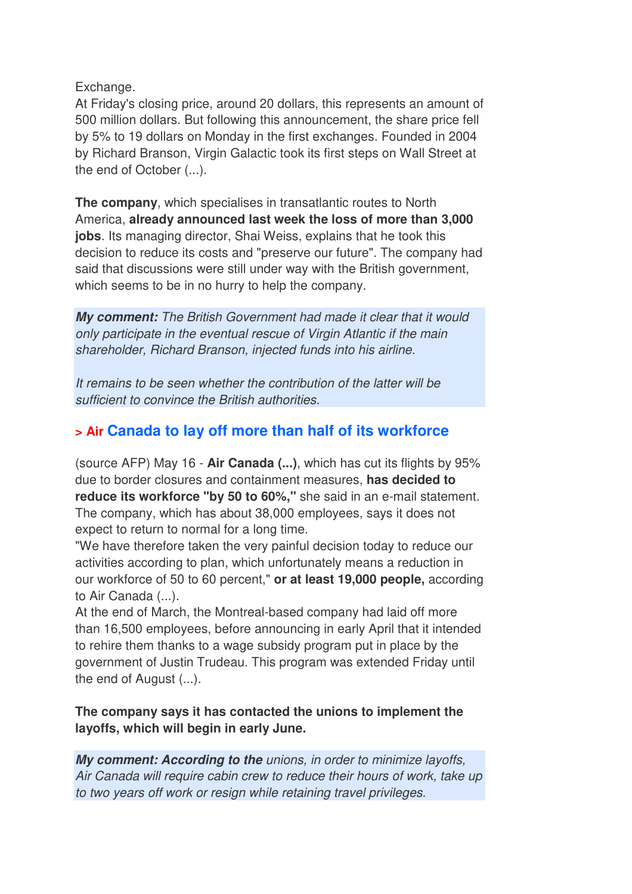Exchange.
At Friday's closing price, around 20 dollars, this represents an amount of 500 million dollars. But following this announcement, the share price fell by 5% to 19 dollars on Monday in the first exchanges. Founded in 2004 by Richard Branson, Virgin Galactic took its first steps on Wall Street at the end of October (...).

**The company**, which specialises in transatlantic routes to North America, **already announced last week the loss of more than 3,000 jobs**. Its managing director, Shai Weiss, explains that he took this decision to reduce its costs and "preserve our future". The company had said that discussions were still under way with the British government, which seems to be in no hurry to help the company.

***My comment:*** *The British Government had made it clear that it would only participate in the eventual rescue of Virgin Atlantic if the main shareholder, Richard Branson, injected funds into his airline.*

*It remains to be seen whether the contribution of the latter will be sufficient to convince the British authorities.*

## > Air Canada to lay off more than half of its workforce

(source AFP) May 16 - **Air Canada (...)**, which has cut its flights by 95% due to border closures and containment measures, **has decided to reduce its workforce "by 50 to 60%,"** she said in an e-mail statement. The company, which has about 38,000 employees, says it does not expect to return to normal for a long time.
"We have therefore taken the very painful decision today to reduce our activities according to plan, which unfortunately means a reduction in our workforce of 50 to 60 percent," **or at least 19,000 people,** according to Air Canada (...).
At the end of March, the Montreal-based company had laid off more than 16,500 employees, before announcing in early April that it intended to rehire them thanks to a wage subsidy program put in place by the government of Justin Trudeau. This program was extended Friday until the end of August (...).

**The company says it has contacted the unions to implement the layoffs, which will begin in early June.**

***My comment: According to the*** *unions, in order to minimize layoffs, Air Canada will require cabin crew to reduce their hours of work, take up to two years off work or resign while retaining travel privileges.*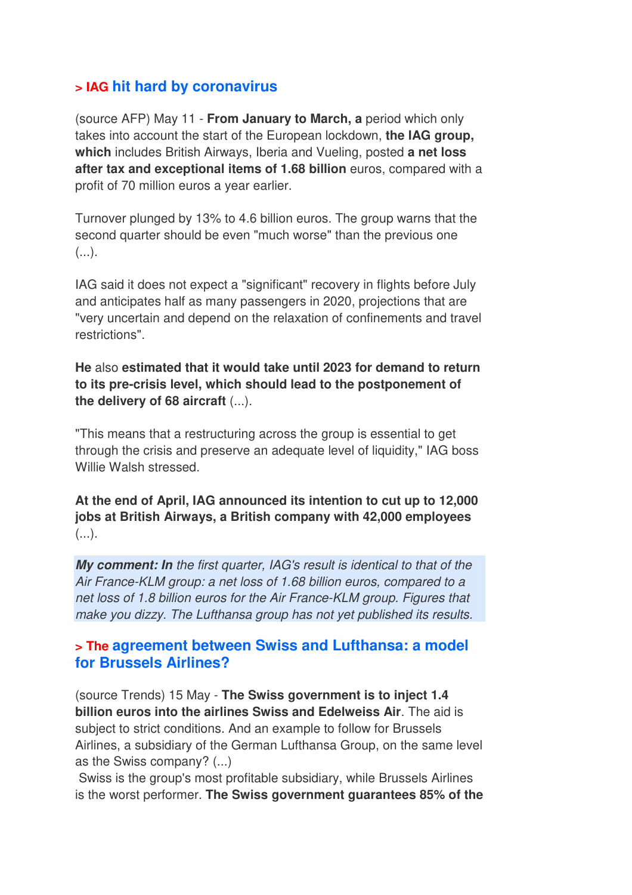## > IAG hit hard by coronavirus

(source AFP) May 11 - **From January to March, a** period which only takes into account the start of the European lockdown, **the IAG group, which** includes British Airways, Iberia and Vueling, posted **a net loss after tax and exceptional items of 1.68 billion** euros, compared with a profit of 70 million euros a year earlier.

Turnover plunged by 13% to 4.6 billion euros. The group warns that the second quarter should be even "much worse" than the previous one (...).

IAG said it does not expect a "significant" recovery in flights before July and anticipates half as many passengers in 2020, projections that are "very uncertain and depend on the relaxation of confinements and travel restrictions".

**He** also **estimated that it would take until 2023 for demand to return to its pre-crisis level, which should lead to the postponement of the delivery of 68 aircraft** (...).

"This means that a restructuring across the group is essential to get through the crisis and preserve an adequate level of liquidity," IAG boss Willie Walsh stressed.

**At the end of April, IAG announced its intention to cut up to 12,000 jobs at British Airways, a British company with 42,000 employees** (...).

***My comment: In*** *the first quarter, IAG's result is identical to that of the Air France-KLM group: a net loss of 1.68 billion euros, compared to a net loss of 1.8 billion euros for the Air France-KLM group. Figures that make you dizzy. The Lufthansa group has not yet published its results.*

## > The agreement between Swiss and Lufthansa: a model for Brussels Airlines?

(source Trends) 15 May - **The Swiss government is to inject 1.4 billion euros into the airlines Swiss and Edelweiss Air**. The aid is subject to strict conditions. And an example to follow for Brussels Airlines, a subsidiary of the German Lufthansa Group, on the same level as the Swiss company? (...)

Swiss is the group's most profitable subsidiary, while Brussels Airlines is the worst performer. **The Swiss government guarantees 85% of the**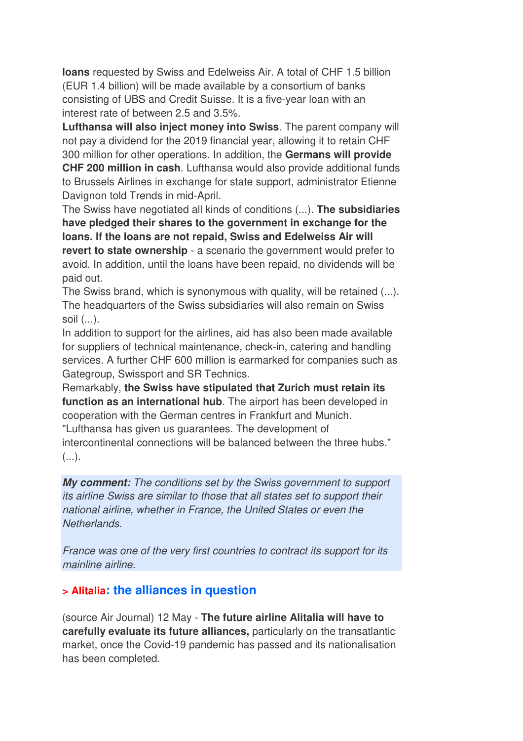**loans** requested by Swiss and Edelweiss Air. A total of CHF 1.5 billion (EUR 1.4 billion) will be made available by a consortium of banks consisting of UBS and Credit Suisse. It is a five-year loan with an interest rate of between 2.5 and 3.5%.

**Lufthansa will also inject money into Swiss**. The parent company will not pay a dividend for the 2019 financial year, allowing it to retain CHF 300 million for other operations. In addition, the **Germans will provide CHF 200 million in cash**. Lufthansa would also provide additional funds to Brussels Airlines in exchange for state support, administrator Etienne Davignon told Trends in mid-April.

The Swiss have negotiated all kinds of conditions (...). **The subsidiaries have pledged their shares to the government in exchange for the loans. If the loans are not repaid, Swiss and Edelweiss Air will revert to state ownership** - a scenario the government would prefer to avoid. In addition, until the loans have been repaid, no dividends will be paid out.

The Swiss brand, which is synonymous with quality, will be retained (...). The headquarters of the Swiss subsidiaries will also remain on Swiss soil (...).

In addition to support for the airlines, aid has also been made available for suppliers of technical maintenance, check-in, catering and handling services. A further CHF 600 million is earmarked for companies such as Gategroup, Swissport and SR Technics.

Remarkably, **the Swiss have stipulated that Zurich must retain its function as an international hub**. The airport has been developed in cooperation with the German centres in Frankfurt and Munich. "Lufthansa has given us guarantees. The development of intercontinental connections will be balanced between the three hubs." (...).

***My comment:*** *The conditions set by the Swiss government to support its airline Swiss are similar to those that all states set to support their national airline, whether in France, the United States or even the Netherlands.*

*France was one of the very first countries to contract its support for its mainline airline.*

## > Alitalia: the alliances in question

(source Air Journal) 12 May - **The future airline Alitalia will have to carefully evaluate its future alliances,** particularly on the transatlantic market, once the Covid-19 pandemic has passed and its nationalisation has been completed.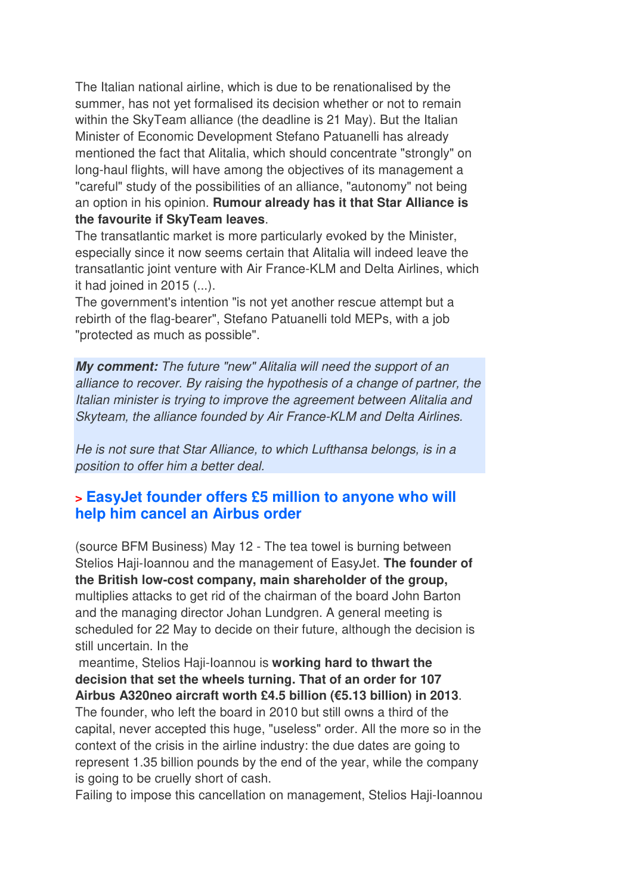The Italian national airline, which is due to be renationalised by the summer, has not yet formalised its decision whether or not to remain within the SkyTeam alliance (the deadline is 21 May). But the Italian Minister of Economic Development Stefano Patuanelli has already mentioned the fact that Alitalia, which should concentrate "strongly" on long-haul flights, will have among the objectives of its management a "careful" study of the possibilities of an alliance, "autonomy" not being an option in his opinion. **Rumour already has it that Star Alliance is the favourite if SkyTeam leaves**.
The transatlantic market is more particularly evoked by the Minister, especially since it now seems certain that Alitalia will indeed leave the transatlantic joint venture with Air France-KLM and Delta Airlines, which it had joined in 2015 (...).
The government's intention "is not yet another rescue attempt but a rebirth of the flag-bearer", Stefano Patuanelli told MEPs, with a job "protected as much as possible".

***My comment:*** *The future "new" Alitalia will need the support of an alliance to recover. By raising the hypothesis of a change of partner, the Italian minister is trying to improve the agreement between Alitalia and Skyteam, the alliance founded by Air France-KLM and Delta Airlines.*

*He is not sure that Star Alliance, to which Lufthansa belongs, is in a position to offer him a better deal.*

## > EasyJet founder offers £5 million to anyone who will help him cancel an Airbus order

(source BFM Business) May 12 - The tea towel is burning between Stelios Haji-Ioannou and the management of EasyJet. **The founder of the British low-cost company, main shareholder of the group,** multiplies attacks to get rid of the chairman of the board John Barton and the managing director Johan Lundgren. A general meeting is scheduled for 22 May to decide on their future, although the decision is still uncertain. In the meantime, Stelios Haji-Ioannou is **working hard to thwart the decision that set the wheels turning. That of an order for 107 Airbus A320neo aircraft worth £4.5 billion (€5.13 billion) in 2013**.
The founder, who left the board in 2010 but still owns a third of the capital, never accepted this huge, "useless" order. All the more so in the context of the crisis in the airline industry: the due dates are going to represent 1.35 billion pounds by the end of the year, while the company is going to be cruelly short of cash.
Failing to impose this cancellation on management, Stelios Haji-Ioannou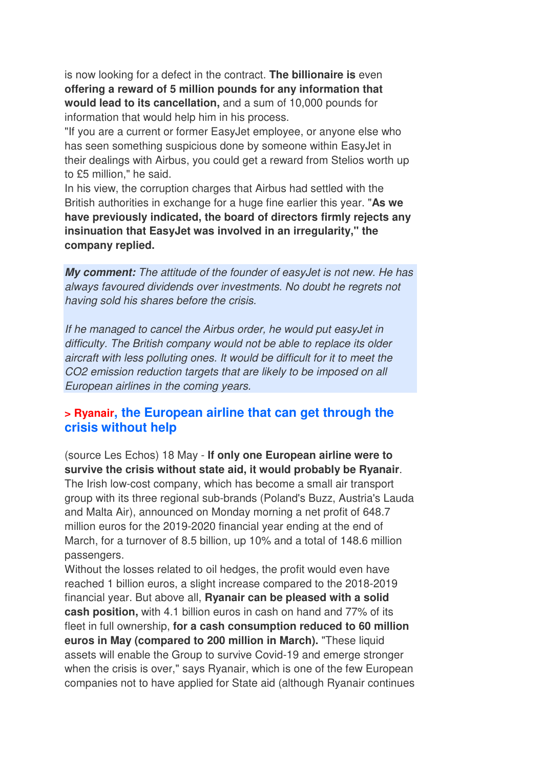is now looking for a defect in the contract. **The billionaire is** even **offering a reward of 5 million pounds for any information that would lead to its cancellation,** and a sum of 10,000 pounds for information that would help him in his process.

"If you are a current or former EasyJet employee, or anyone else who has seen something suspicious done by someone within EasyJet in their dealings with Airbus, you could get a reward from Stelios worth up to £5 million," he said.

In his view, the corruption charges that Airbus had settled with the British authorities in exchange for a huge fine earlier this year. "**As we have previously indicated, the board of directors firmly rejects any insinuation that EasyJet was involved in an irregularity," the company replied.**

***My comment:*** *The attitude of the founder of easyJet is not new. He has always favoured dividends over investments. No doubt he regrets not having sold his shares before the crisis.*

*If he managed to cancel the Airbus order, he would put easyJet in difficulty. The British company would not be able to replace its older aircraft with less polluting ones. It would be difficult for it to meet the CO2 emission reduction targets that are likely to be imposed on all European airlines in the coming years.*

### > Ryanair, the European airline that can get through the crisis without help

(source Les Echos) 18 May - **If only one European airline were to survive the crisis without state aid, it would probably be Ryanair**. The Irish low-cost company, which has become a small air transport group with its three regional sub-brands (Poland's Buzz, Austria's Lauda and Malta Air), announced on Monday morning a net profit of 648.7 million euros for the 2019-2020 financial year ending at the end of March, for a turnover of 8.5 billion, up 10% and a total of 148.6 million passengers.

Without the losses related to oil hedges, the profit would even have reached 1 billion euros, a slight increase compared to the 2018-2019 financial year. But above all, **Ryanair can be pleased with a solid cash position,** with 4.1 billion euros in cash on hand and 77% of its fleet in full ownership, **for a cash consumption reduced to 60 million euros in May (compared to 200 million in March).** "These liquid assets will enable the Group to survive Covid-19 and emerge stronger when the crisis is over," says Ryanair, which is one of the few European companies not to have applied for State aid (although Ryanair continues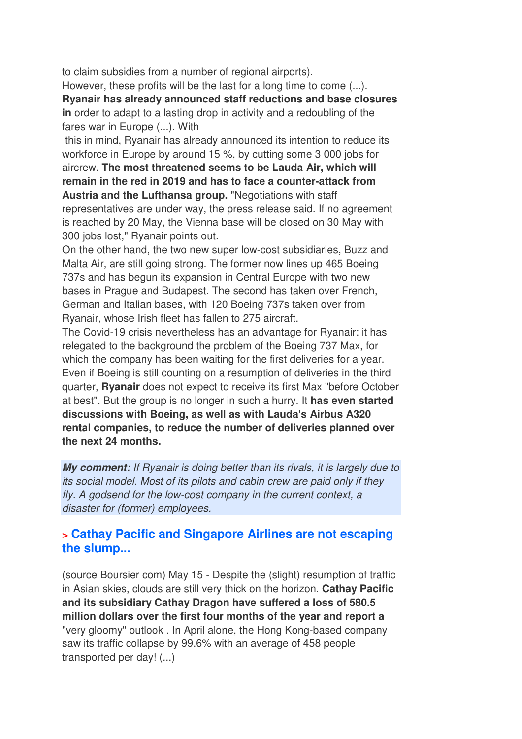to claim subsidies from a number of regional airports).
However, these profits will be the last for a long time to come (...). **Ryanair has already announced staff reductions and base closures in** order to adapt to a lasting drop in activity and a redoubling of the fares war in Europe (...). With this in mind, Ryanair has already announced its intention to reduce its workforce in Europe by around 15 %, by cutting some 3 000 jobs for aircrew. **The most threatened seems to be Lauda Air, which will remain in the red in 2019 and has to face a counter-attack from Austria and the Lufthansa group.** "Negotiations with staff representatives are under way, the press release said. If no agreement is reached by 20 May, the Vienna base will be closed on 30 May with 300 jobs lost," Ryanair points out.
On the other hand, the two new super low-cost subsidiaries, Buzz and Malta Air, are still going strong. The former now lines up 465 Boeing 737s and has begun its expansion in Central Europe with two new bases in Prague and Budapest. The second has taken over French, German and Italian bases, with 120 Boeing 737s taken over from Ryanair, whose Irish fleet has fallen to 275 aircraft.
The Covid-19 crisis nevertheless has an advantage for Ryanair: it has relegated to the background the problem of the Boeing 737 Max, for which the company has been waiting for the first deliveries for a year. Even if Boeing is still counting on a resumption of deliveries in the third quarter, **Ryanair** does not expect to receive its first Max "before October at best". But the group is no longer in such a hurry. It **has even started discussions with Boeing, as well as with Lauda's Airbus A320 rental companies, to reduce the number of deliveries planned over the next 24 months.**

***My comment:*** *If Ryanair is doing better than its rivals, it is largely due to its social model. Most of its pilots and cabin crew are paid only if they fly. A godsend for the low-cost company in the current context, a disaster for (former) employees.*

## > Cathay Pacific and Singapore Airlines are not escaping the slump...

(source Boursier com) May 15 - Despite the (slight) resumption of traffic in Asian skies, clouds are still very thick on the horizon. **Cathay Pacific and its subsidiary Cathay Dragon have suffered a loss of 580.5 million dollars over the first four months of the year and report a** "very gloomy" outlook . In April alone, the Hong Kong-based company saw its traffic collapse by 99.6% with an average of 458 people transported per day! (...)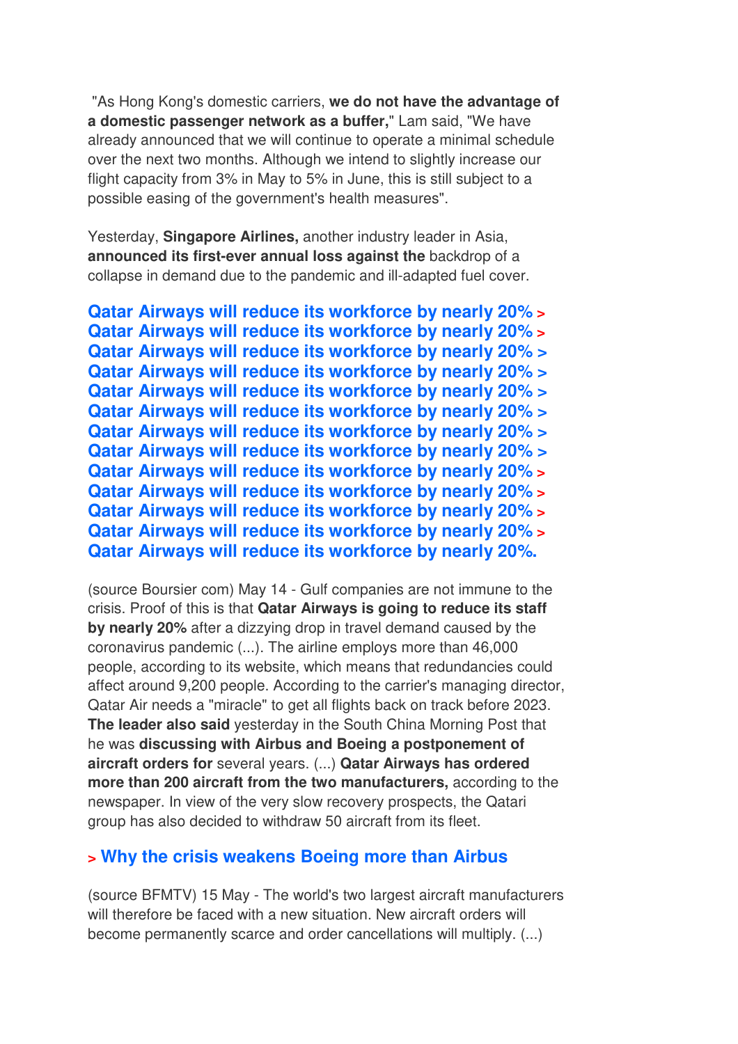"As Hong Kong's domestic carriers, **we do not have the advantage of a domestic passenger network as a buffer,**" Lam said, "We have already announced that we will continue to operate a minimal schedule over the next two months. Although we intend to slightly increase our flight capacity from 3% in May to 5% in June, this is still subject to a possible easing of the government's health measures".

Yesterday, **Singapore Airlines,** another industry leader in Asia, **announced its first-ever annual loss against the** backdrop of a collapse in demand due to the pandemic and ill-adapted fuel cover.

**Qatar Airways will reduce its workforce by nearly 20%** >
**Qatar Airways will reduce its workforce by nearly 20%** >
**Qatar Airways will reduce its workforce by nearly 20%** >
**Qatar Airways will reduce its workforce by nearly 20%** >
**Qatar Airways will reduce its workforce by nearly 20%** >
**Qatar Airways will reduce its workforce by nearly 20%** >
**Qatar Airways will reduce its workforce by nearly 20%** >
**Qatar Airways will reduce its workforce by nearly 20%** >
**Qatar Airways will reduce its workforce by nearly 20%** >
**Qatar Airways will reduce its workforce by nearly 20%** >
**Qatar Airways will reduce its workforce by nearly 20%** >
**Qatar Airways will reduce its workforce by nearly 20%** >
**Qatar Airways will reduce its workforce by nearly 20%.**

(source Boursier com) May 14 - Gulf companies are not immune to the crisis. Proof of this is that **Qatar Airways is going to reduce its staff by nearly 20%** after a dizzying drop in travel demand caused by the coronavirus pandemic (...). The airline employs more than 46,000 people, according to its website, which means that redundancies could affect around 9,200 people. According to the carrier's managing director, Qatar Air needs a "miracle" to get all flights back on track before 2023. **The leader also said** yesterday in the South China Morning Post that he was **discussing with Airbus and Boeing a postponement of aircraft orders for** several years. (...) **Qatar Airways has ordered more than 200 aircraft from the two manufacturers,** according to the newspaper. In view of the very slow recovery prospects, the Qatari group has also decided to withdraw 50 aircraft from its fleet.

**> Why the crisis weakens Boeing more than Airbus**

(source BFMTV) 15 May - The world's two largest aircraft manufacturers will therefore be faced with a new situation. New aircraft orders will become permanently scarce and order cancellations will multiply. (...)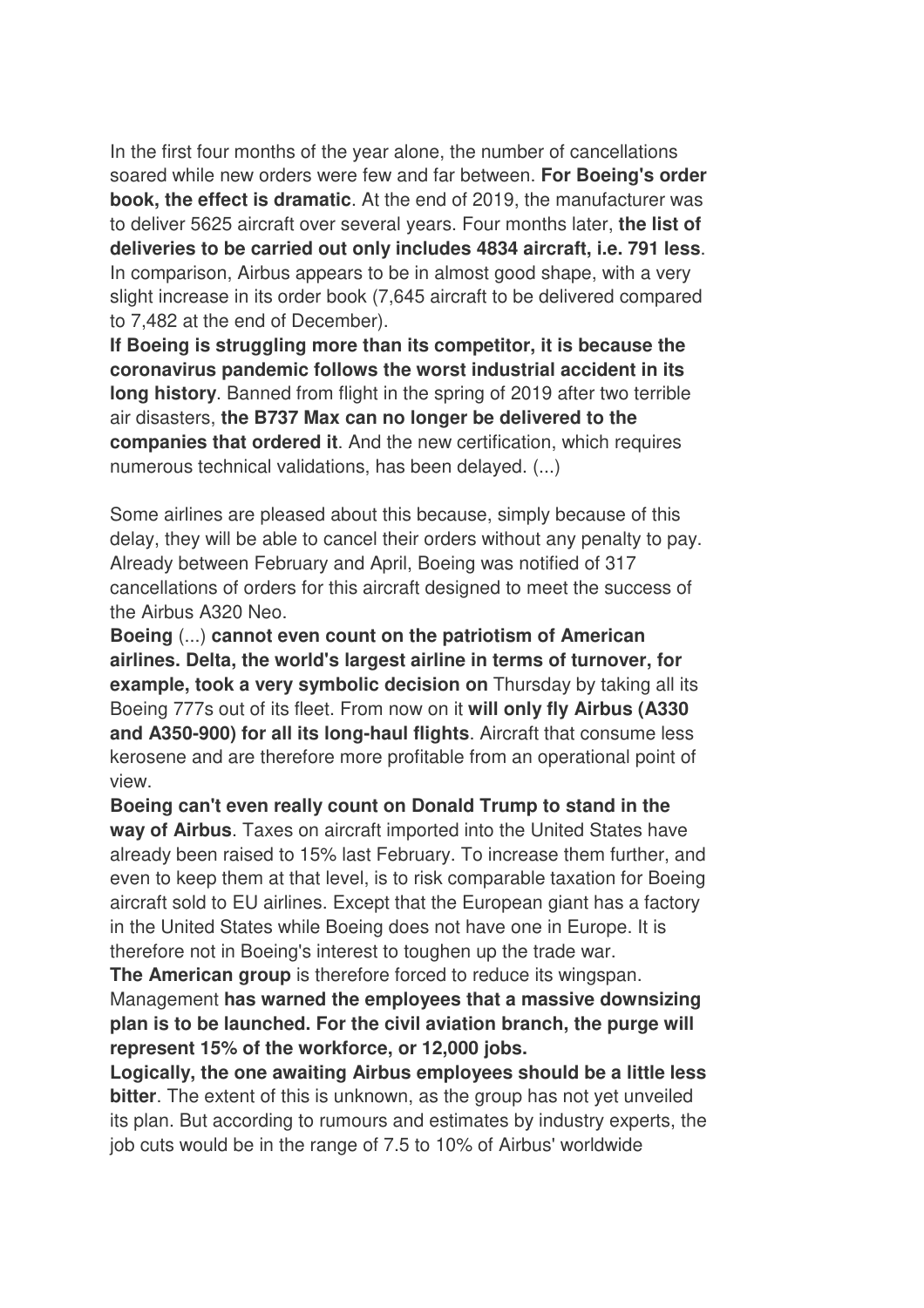In the first four months of the year alone, the number of cancellations soared while new orders were few and far between. **For Boeing's order book, the effect is dramatic**. At the end of 2019, the manufacturer was to deliver 5625 aircraft over several years. Four months later, **the list of deliveries to be carried out only includes 4834 aircraft, i.e. 791 less**. In comparison, Airbus appears to be in almost good shape, with a very slight increase in its order book (7,645 aircraft to be delivered compared to 7,482 at the end of December).

**If Boeing is struggling more than its competitor, it is because the coronavirus pandemic follows the worst industrial accident in its long history**. Banned from flight in the spring of 2019 after two terrible air disasters, **the B737 Max can no longer be delivered to the companies that ordered it**. And the new certification, which requires numerous technical validations, has been delayed. (...)

Some airlines are pleased about this because, simply because of this delay, they will be able to cancel their orders without any penalty to pay. Already between February and April, Boeing was notified of 317 cancellations of orders for this aircraft designed to meet the success of the Airbus A320 Neo.

**Boeing** (...) **cannot even count on the patriotism of American airlines. Delta, the world's largest airline in terms of turnover, for example, took a very symbolic decision on** Thursday by taking all its Boeing 777s out of its fleet. From now on it **will only fly Airbus (A330 and A350-900) for all its long-haul flights**. Aircraft that consume less kerosene and are therefore more profitable from an operational point of view.

**Boeing can't even really count on Donald Trump to stand in the way of Airbus**. Taxes on aircraft imported into the United States have already been raised to 15% last February. To increase them further, and even to keep them at that level, is to risk comparable taxation for Boeing aircraft sold to EU airlines. Except that the European giant has a factory in the United States while Boeing does not have one in Europe. It is therefore not in Boeing's interest to toughen up the trade war.

**The American group** is therefore forced to reduce its wingspan. Management **has warned the employees that a massive downsizing plan is to be launched. For the civil aviation branch, the purge will represent 15% of the workforce, or 12,000 jobs.**

**Logically, the one awaiting Airbus employees should be a little less bitter**. The extent of this is unknown, as the group has not yet unveiled its plan. But according to rumours and estimates by industry experts, the job cuts would be in the range of 7.5 to 10% of Airbus' worldwide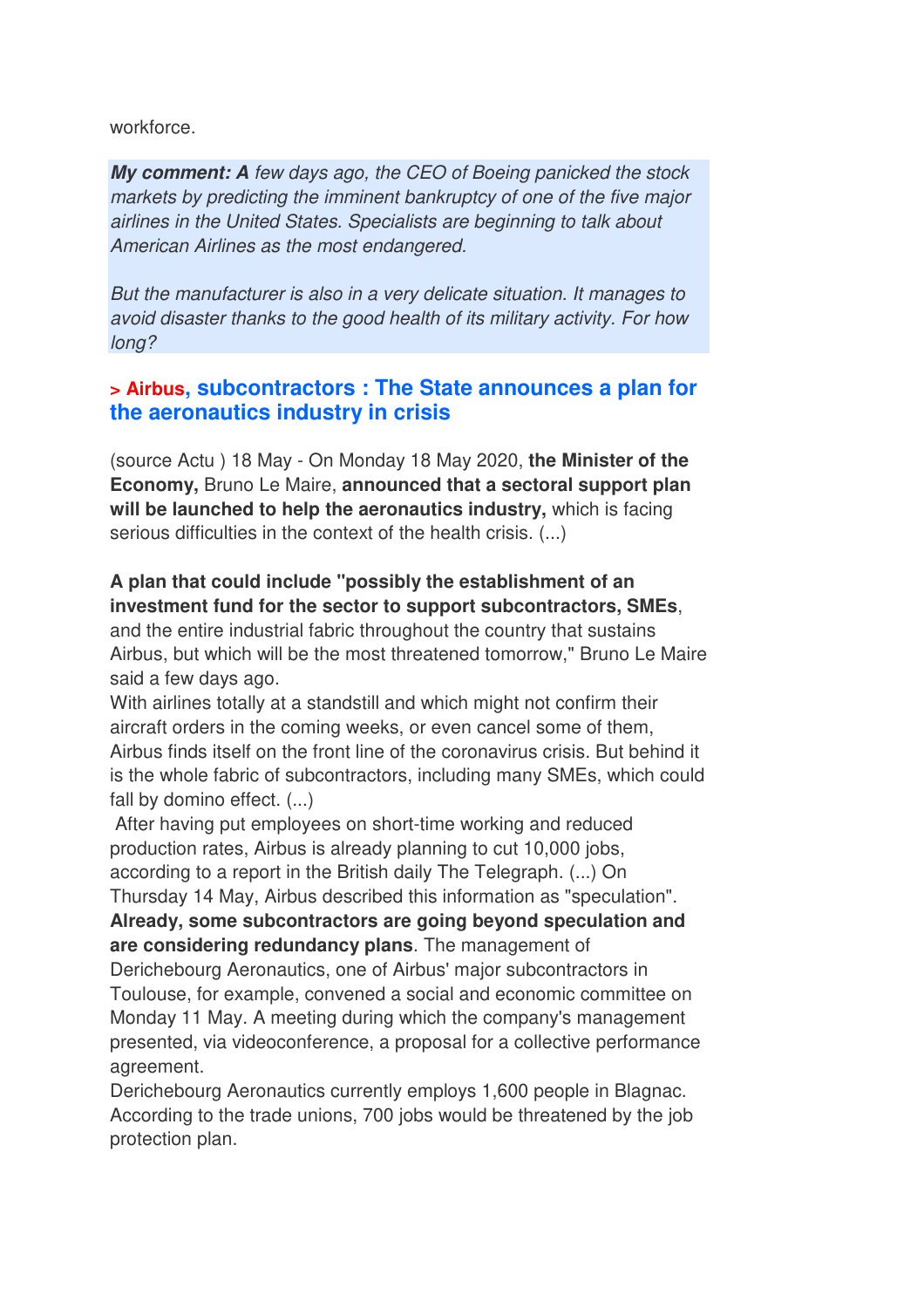workforce.

***My comment: A** few days ago, the CEO of Boeing panicked the stock markets by predicting the imminent bankruptcy of one of the five major airlines in the United States. Specialists are beginning to talk about American Airlines as the most endangered.*

*But the manufacturer is also in a very delicate situation. It manages to avoid disaster thanks to the good health of its military activity. For how long?*

### > Airbus, subcontractors : The State announces a plan for the aeronautics industry in crisis

(source Actu ) 18 May - On Monday 18 May 2020, **the Minister of the Economy,** Bruno Le Maire, **announced that a sectoral support plan will be launched to help the aeronautics industry,** which is facing serious difficulties in the context of the health crisis. (...)

**A plan that could include "possibly the establishment of an investment fund for the sector to support subcontractors, SMEs**, and the entire industrial fabric throughout the country that sustains Airbus, but which will be the most threatened tomorrow," Bruno Le Maire said a few days ago.
With airlines totally at a standstill and which might not confirm their aircraft orders in the coming weeks, or even cancel some of them, Airbus finds itself on the front line of the coronavirus crisis. But behind it is the whole fabric of subcontractors, including many SMEs, which could fall by domino effect. (...)
After having put employees on short-time working and reduced production rates, Airbus is already planning to cut 10,000 jobs, according to a report in the British daily The Telegraph. (...) On Thursday 14 May, Airbus described this information as "speculation".
**Already, some subcontractors are going beyond speculation and are considering redundancy plans**. The management of Derichebourg Aeronautics, one of Airbus' major subcontractors in Toulouse, for example, convened a social and economic committee on Monday 11 May. A meeting during which the company's management presented, via videoconference, a proposal for a collective performance agreement.
Derichebourg Aeronautics currently employs 1,600 people in Blagnac. According to the trade unions, 700 jobs would be threatened by the job protection plan.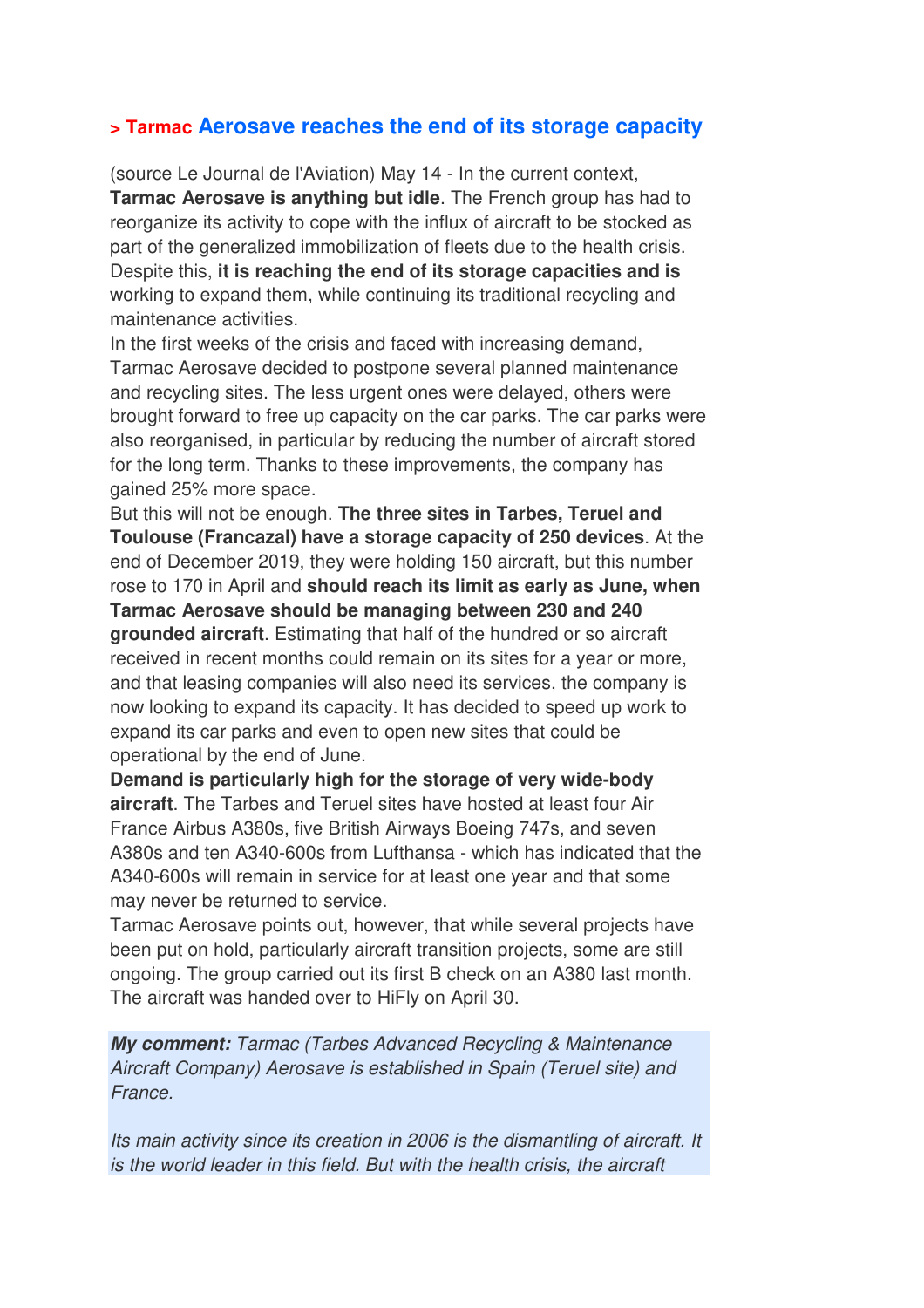## > Tarmac Aerosave reaches the end of its storage capacity

(source Le Journal de l'Aviation) May 14 - In the current context, **Tarmac Aerosave is anything but idle**. The French group has had to reorganize its activity to cope with the influx of aircraft to be stocked as part of the generalized immobilization of fleets due to the health crisis. Despite this, **it is reaching the end of its storage capacities and is** working to expand them, while continuing its traditional recycling and maintenance activities.

In the first weeks of the crisis and faced with increasing demand, Tarmac Aerosave decided to postpone several planned maintenance and recycling sites. The less urgent ones were delayed, others were brought forward to free up capacity on the car parks. The car parks were also reorganised, in particular by reducing the number of aircraft stored for the long term. Thanks to these improvements, the company has gained 25% more space.

But this will not be enough. **The three sites in Tarbes, Teruel and Toulouse (Francazal) have a storage capacity of 250 devices**. At the end of December 2019, they were holding 150 aircraft, but this number rose to 170 in April and **should reach its limit as early as June, when Tarmac Aerosave should be managing between 230 and 240 grounded aircraft**. Estimating that half of the hundred or so aircraft received in recent months could remain on its sites for a year or more, and that leasing companies will also need its services, the company is now looking to expand its capacity. It has decided to speed up work to expand its car parks and even to open new sites that could be operational by the end of June.

**Demand is particularly high for the storage of very wide-body aircraft**. The Tarbes and Teruel sites have hosted at least four Air France Airbus A380s, five British Airways Boeing 747s, and seven A380s and ten A340-600s from Lufthansa - which has indicated that the A340-600s will remain in service for at least one year and that some may never be returned to service.

Tarmac Aerosave points out, however, that while several projects have been put on hold, particularly aircraft transition projects, some are still ongoing. The group carried out its first B check on an A380 last month. The aircraft was handed over to HiFly on April 30.

***My comment:*** *Tarmac (Tarbes Advanced Recycling & Maintenance Aircraft Company) Aerosave is established in Spain (Teruel site) and France.*

*Its main activity since its creation in 2006 is the dismantling of aircraft. It is the world leader in this field. But with the health crisis, the aircraft*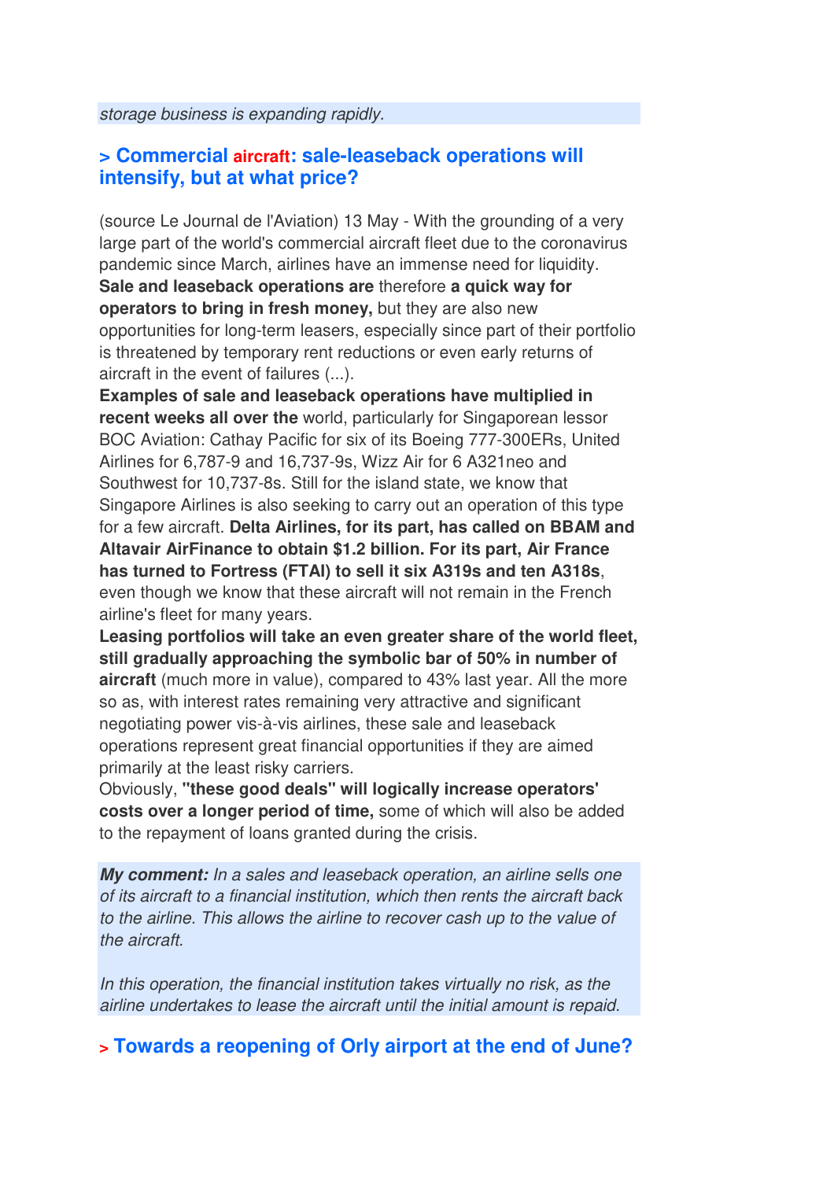*storage business is expanding rapidly.*

## > Commercial aircraft: sale-leaseback operations will intensify, but at what price?

(source Le Journal de l'Aviation) 13 May - With the grounding of a very large part of the world's commercial aircraft fleet due to the coronavirus pandemic since March, airlines have an immense need for liquidity. **Sale and leaseback operations are** therefore **a quick way for operators to bring in fresh money,** but they are also new opportunities for long-term leasers, especially since part of their portfolio is threatened by temporary rent reductions or even early returns of aircraft in the event of failures (...).

**Examples of sale and leaseback operations have multiplied in recent weeks all over the** world, particularly for Singaporean lessor BOC Aviation: Cathay Pacific for six of its Boeing 777-300ERs, United Airlines for 6,787-9 and 16,737-9s, Wizz Air for 6 A321neo and Southwest for 10,737-8s. Still for the island state, we know that Singapore Airlines is also seeking to carry out an operation of this type for a few aircraft. **Delta Airlines, for its part, has called on BBAM and Altavair AirFinance to obtain $1.2 billion. For its part, Air France has turned to Fortress (FTAI) to sell it six A319s and ten A318s**, even though we know that these aircraft will not remain in the French airline's fleet for many years.

**Leasing portfolios will take an even greater share of the world fleet, still gradually approaching the symbolic bar of 50% in number of aircraft** (much more in value), compared to 43% last year. All the more so as, with interest rates remaining very attractive and significant negotiating power vis-à-vis airlines, these sale and leaseback operations represent great financial opportunities if they are aimed primarily at the least risky carriers.

Obviously, **"these good deals" will logically increase operators' costs over a longer period of time,** some of which will also be added to the repayment of loans granted during the crisis.

***My comment:*** *In a sales and leaseback operation, an airline sells one of its aircraft to a financial institution, which then rents the aircraft back to the airline. This allows the airline to recover cash up to the value of the aircraft.*

*In this operation, the financial institution takes virtually no risk, as the airline undertakes to lease the aircraft until the initial amount is repaid.*

## > Towards a reopening of Orly airport at the end of June?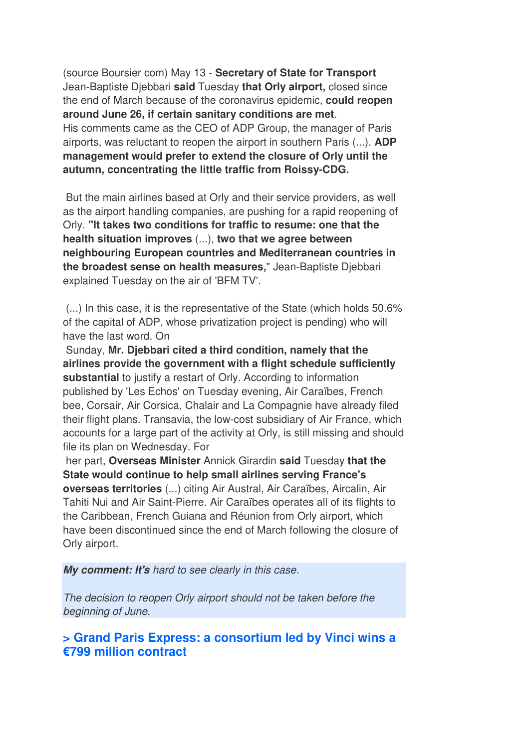(source Boursier com) May 13 - **Secretary of State for Transport** Jean-Baptiste Djebbari **said** Tuesday **that Orly airport,** closed since the end of March because of the coronavirus epidemic, **could reopen around June 26, if certain sanitary conditions are met**.
His comments came as the CEO of ADP Group, the manager of Paris airports, was reluctant to reopen the airport in southern Paris (...). **ADP management would prefer to extend the closure of Orly until the autumn, concentrating the little traffic from Roissy-CDG.**

But the main airlines based at Orly and their service providers, as well as the airport handling companies, are pushing for a rapid reopening of Orly. **"It takes two conditions for traffic to resume: one that the health situation improves** (...), **two that we agree between neighbouring European countries and Mediterranean countries in the broadest sense on health measures,**" Jean-Baptiste Djebbari explained Tuesday on the air of 'BFM TV'.

(...) In this case, it is the representative of the State (which holds 50.6% of the capital of ADP, whose privatization project is pending) who will have the last word. On Sunday, **Mr. Djebbari cited a third condition, namely that the airlines provide the government with a flight schedule sufficiently substantial** to justify a restart of Orly. According to information published by 'Les Echos' on Tuesday evening, Air Caraïbes, French bee, Corsair, Air Corsica, Chalair and La Compagnie have already filed their flight plans. Transavia, the low-cost subsidiary of Air France, which accounts for a large part of the activity at Orly, is still missing and should file its plan on Wednesday. For her part, **Overseas Minister** Annick Girardin **said** Tuesday **that the State would continue to help small airlines serving France's overseas territories** (...) citing Air Austral, Air Caraïbes, Aircalin, Air Tahiti Nui and Air Saint-Pierre. Air Caraïbes operates all of its flights to the Caribbean, French Guiana and Réunion from Orly airport, which have been discontinued since the end of March following the closure of Orly airport.

***My comment: It's*** *hard to see clearly in this case.*

*The decision to reopen Orly airport should not be taken before the beginning of June.*

## > Grand Paris Express: a consortium led by Vinci wins a €799 million contract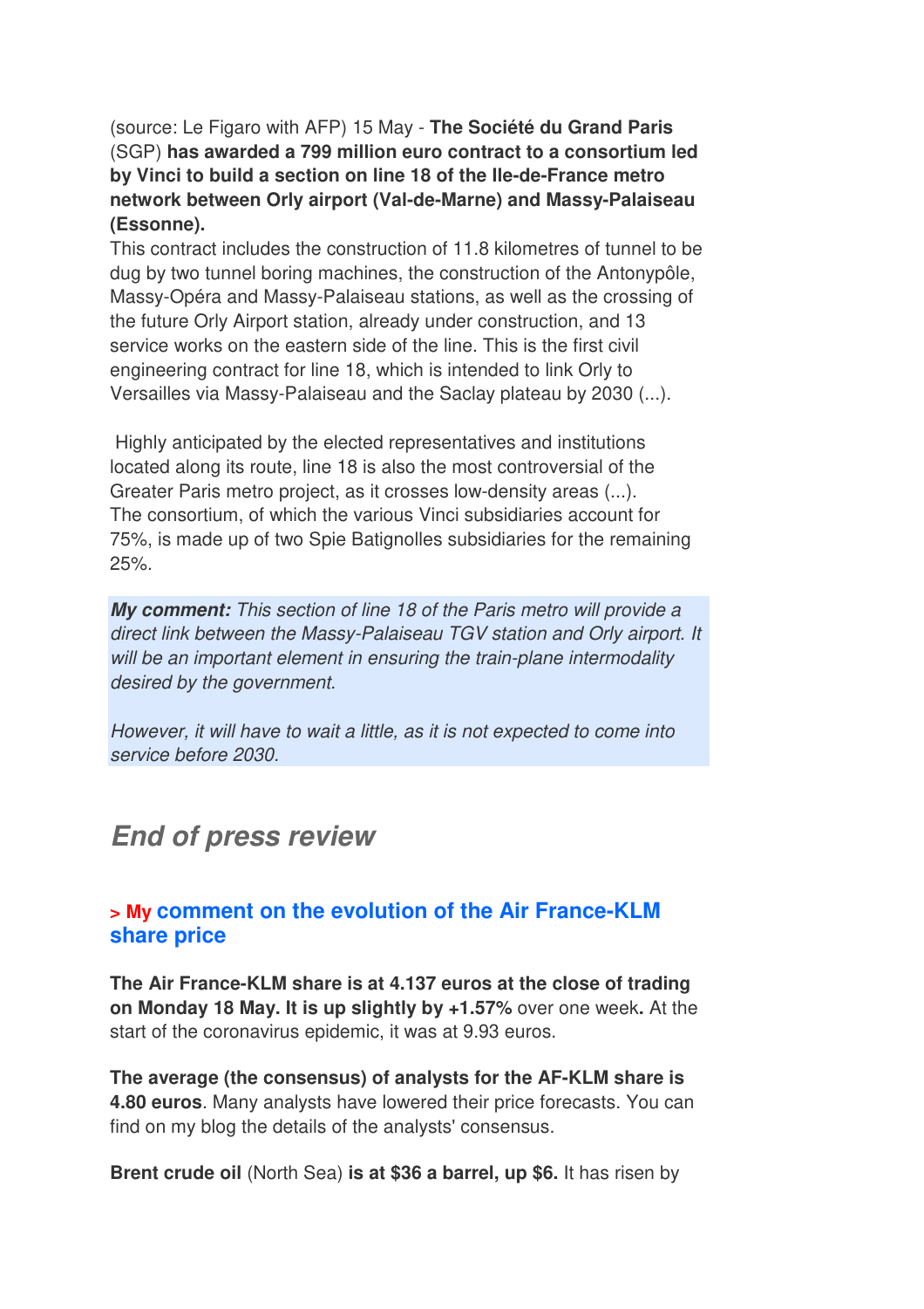(source: Le Figaro with AFP) 15 May - **The Société du Grand Paris** (SGP) **has awarded a 799 million euro contract to a consortium led by Vinci to build a section on line 18 of the Ile-de-France metro network between Orly airport (Val-de-Marne) and Massy-Palaiseau (Essonne).**
This contract includes the construction of 11.8 kilometres of tunnel to be dug by two tunnel boring machines, the construction of the Antonypôle, Massy-Opéra and Massy-Palaiseau stations, as well as the crossing of the future Orly Airport station, already under construction, and 13 service works on the eastern side of the line. This is the first civil engineering contract for line 18, which is intended to link Orly to Versailles via Massy-Palaiseau and the Saclay plateau by 2030 (...).

Highly anticipated by the elected representatives and institutions located along its route, line 18 is also the most controversial of the Greater Paris metro project, as it crosses low-density areas (...).
The consortium, of which the various Vinci subsidiaries account for 75%, is made up of two Spie Batignolles subsidiaries for the remaining 25%.

***My comment:*** *This section of line 18 of the Paris metro will provide a direct link between the Massy-Palaiseau TGV station and Orly airport. It will be an important element in ensuring the train-plane intermodality desired by the government.*

*However, it will have to wait a little, as it is not expected to come into service before 2030.*

## *End of press review*

### > My comment on the evolution of the Air France-KLM share price

**The Air France-KLM share is at 4.137 euros at the close of trading on Monday 18 May. It is up slightly by +1.57%** over one week**.** At the start of the coronavirus epidemic, it was at 9.93 euros.

**The average (the consensus) of analysts for the AF-KLM share is 4.80 euros**. Many analysts have lowered their price forecasts. You can find on my blog the details of the analysts' consensus.

**Brent crude oil** (North Sea) **is at $36 a barrel, up $6.** It has risen by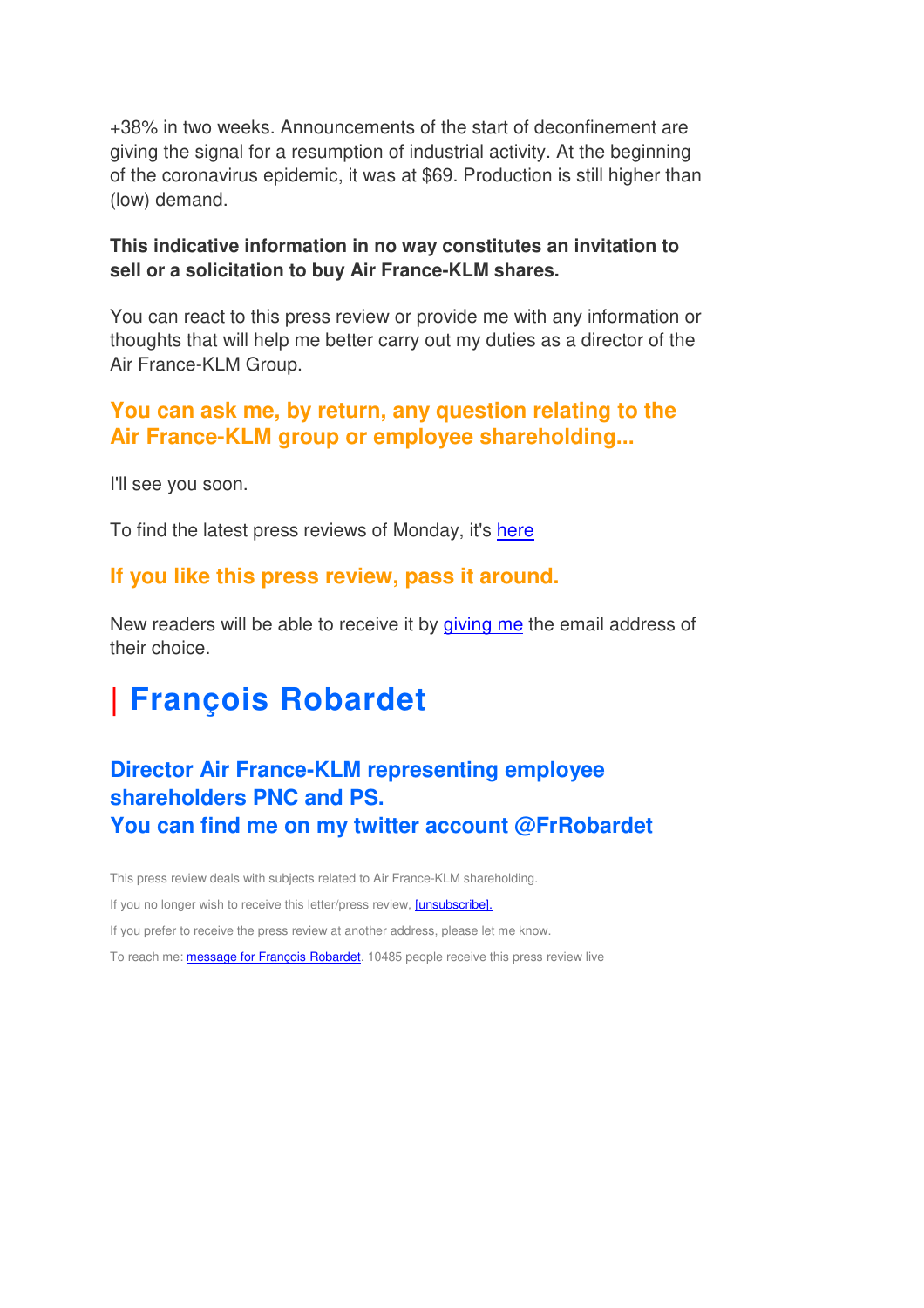+38% in two weeks. Announcements of the start of deconfinement are giving the signal for a resumption of industrial activity. At the beginning of the coronavirus epidemic, it was at $69. Production is still higher than (low) demand.

**This indicative information in no way constitutes an invitation to sell or a solicitation to buy Air France-KLM shares.**

You can react to this press review or provide me with any information or thoughts that will help me better carry out my duties as a director of the Air France-KLM Group.

### You can ask me, by return, any question relating to the Air France-KLM group or employee shareholding...

I'll see you soon.

To find the latest press reviews of Monday, it's [here]

### If you like this press review, pass it around.

New readers will be able to receive it by [giving me] the email address of their choice.

# | François Robardet

### Director Air France-KLM representing employee shareholders PNC and PS.
### You can find me on my twitter account @FrRobardet

This press review deals with subjects related to Air France-KLM shareholding.

If you no longer wish to receive this letter/press review, [unsubscribe].

If you prefer to receive the press review at another address, please let me know.

To reach me: [message for François Robardet]. 10485 people receive this press review live